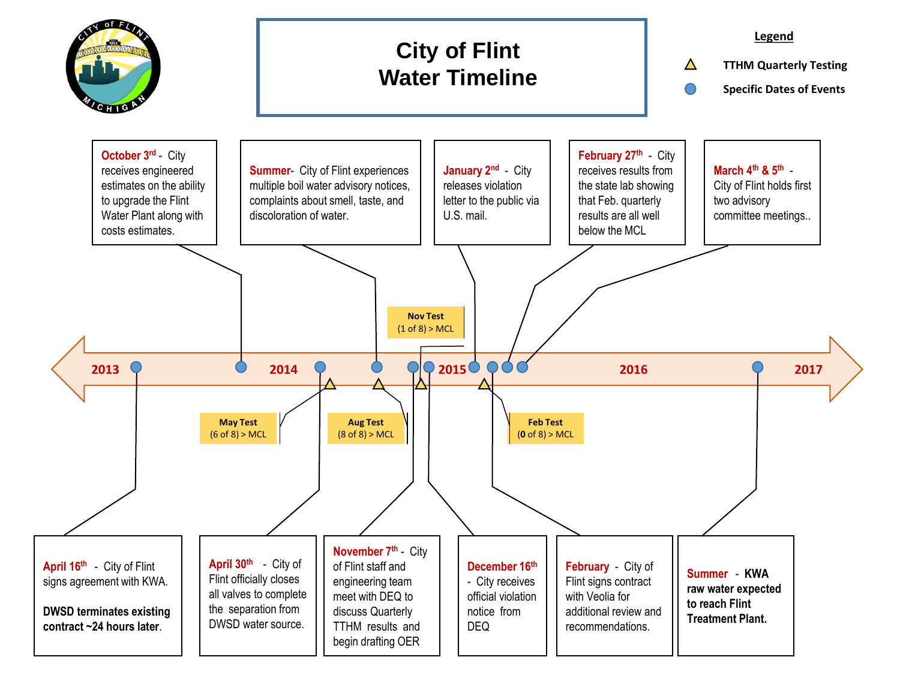# City of Flint Water Timeline

**Legend**

- △ TTHM Quarterly Testing
- ● Specific Dates of Events

**2013** | **2014** | **2015** | **2016** | **2017**

**April 16th** - City of Flint signs agreement with KWA.

**DWSD terminates existing contract ~24 hours later.**

**October 3rd** - City receives engineered estimates on the ability to upgrade the Flint Water Plant along with costs estimates.

**April 30th** - City of Flint officially closes all valves to complete the separation from DWSD water source.

**May Test** (6 of 8) > MCL

**Summer**- City of Flint experiences multiple boil water advisory notices, complaints about smell, taste, and discoloration of water.

**Aug Test** (8 of 8) > MCL

**November 7th** - City of Flint staff and engineering team meet with DEQ to discuss Quarterly TTHM results and begin drafting OER

**Nov Test** (1 of 8) > MCL

**December 16th** - City receives official violation notice from DEQ

**January 2nd** - City releases violation letter to the public via U.S. mail.

**Feb Test** (0 of 8) > MCL

**February** - City of Flint signs contract with Veolia for additional review and recommendations.

**February 27th** - City receives results from the state lab showing that Feb. quarterly results are all well below the MCL

**March 4th & 5th** - City of Flint holds first two advisory committee meetings..

**Summer** - **KWA raw water expected to reach Flint Treatment Plant.**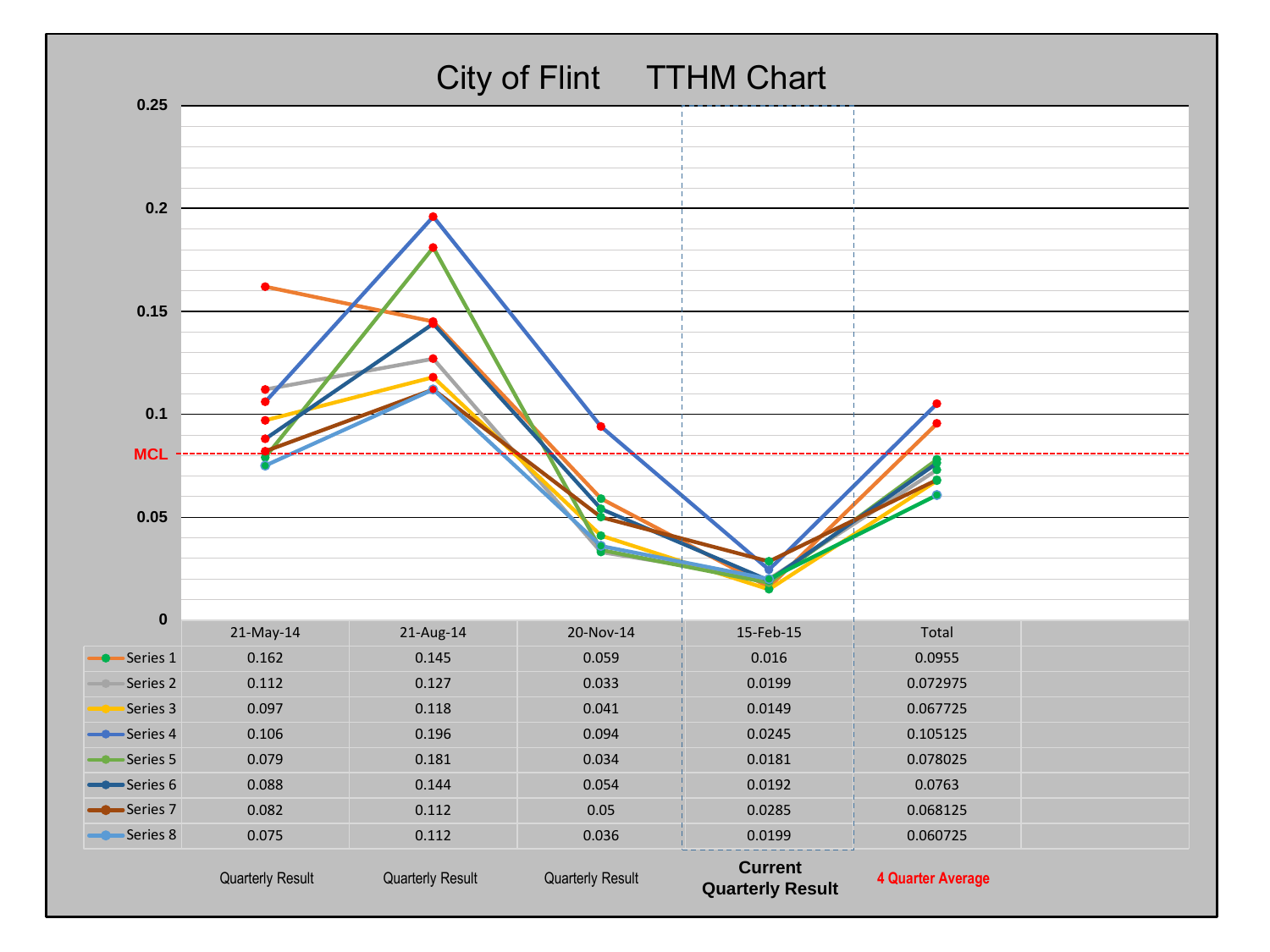# City of Flint TTHM Chart

0.25

0.2

0.15

0.1

MCL

0.05

0

| | 21-May-14 | 21-Aug-14 | 20-Nov-14 | 15-Feb-15 | Total |
|---|---|---|---|---|---|
| Series 1 | 0.162 | 0.145 | 0.059 | 0.016 | 0.0955 |
| Series 2 | 0.112 | 0.127 | 0.033 | 0.0199 | 0.072975 |
| Series 3 | 0.097 | 0.118 | 0.041 | 0.0149 | 0.067725 |
| Series 4 | 0.106 | 0.196 | 0.094 | 0.0245 | 0.105125 |
| Series 5 | 0.079 | 0.181 | 0.034 | 0.0181 | 0.078025 |
| Series 6 | 0.088 | 0.144 | 0.054 | 0.0192 | 0.0763 |
| Series 7 | 0.082 | 0.112 | 0.05 | 0.0285 | 0.068125 |
| Series 8 | 0.075 | 0.112 | 0.036 | 0.0199 | 0.060725 |
| | Quarterly Result | Quarterly Result | Quarterly Result | **Current Quarterly Result** | **4 Quarter Average** |